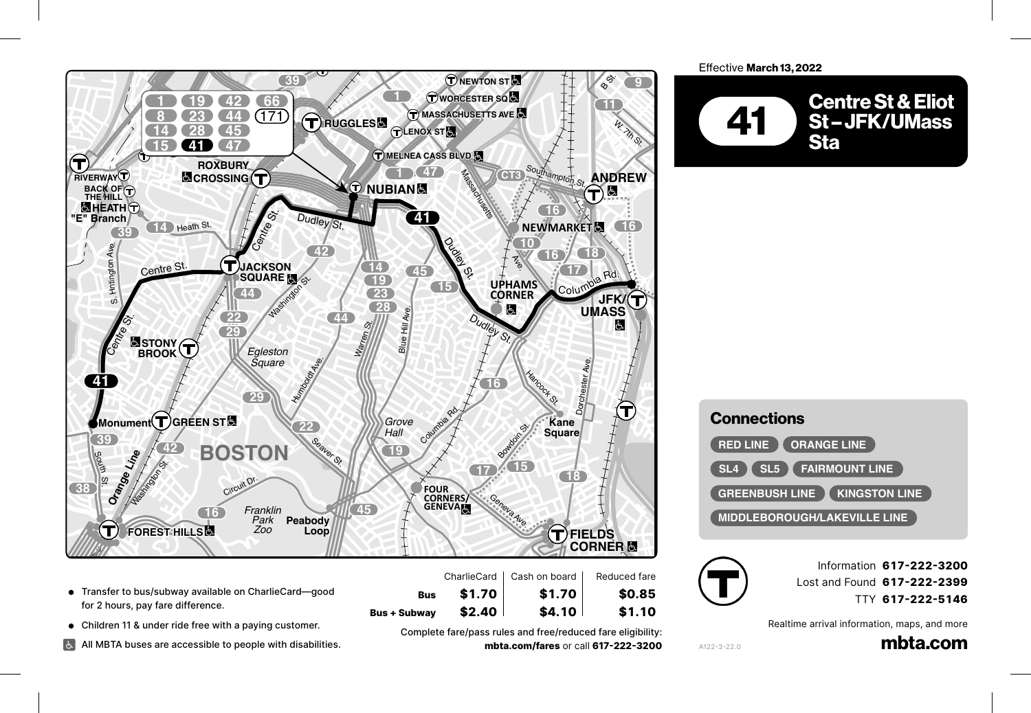Effective **March 13, 2022**

# 41 Centre St & Eliot St – JFK/UMass Sta

## Connections

RED LINE
ORANGE LINE
SL4
SL5
FAIRMOUNT LINE
GREENBUSH LINE
KINGSTON LINE
MIDDLEBOROUGH/LAKEVILLE LINE

- Transfer to bus/subway available on CharlieCard—good for 2 hours, pay fare difference.
- Children 11 & under ride free with a paying customer.
- All MBTA buses are accessible to people with disabilities.

| | CharlieCard | Cash on board | Reduced fare |
|---|---|---|---|
| **Bus** | **$1.70** | **$1.70** | **$0.85** |
| **Bus + Subway** | **$2.40** | **$4.10** | **$1.10** |

Complete fare/pass rules and free/reduced fare eligibility:
**mbta.com/fares** or call **617-222-3200**

Information **617-222-3200**
Lost and Found **617-222-2399**
TTY **617-222-5146**

Realtime arrival information, maps, and more
**mbta.com**

A122-3-22.0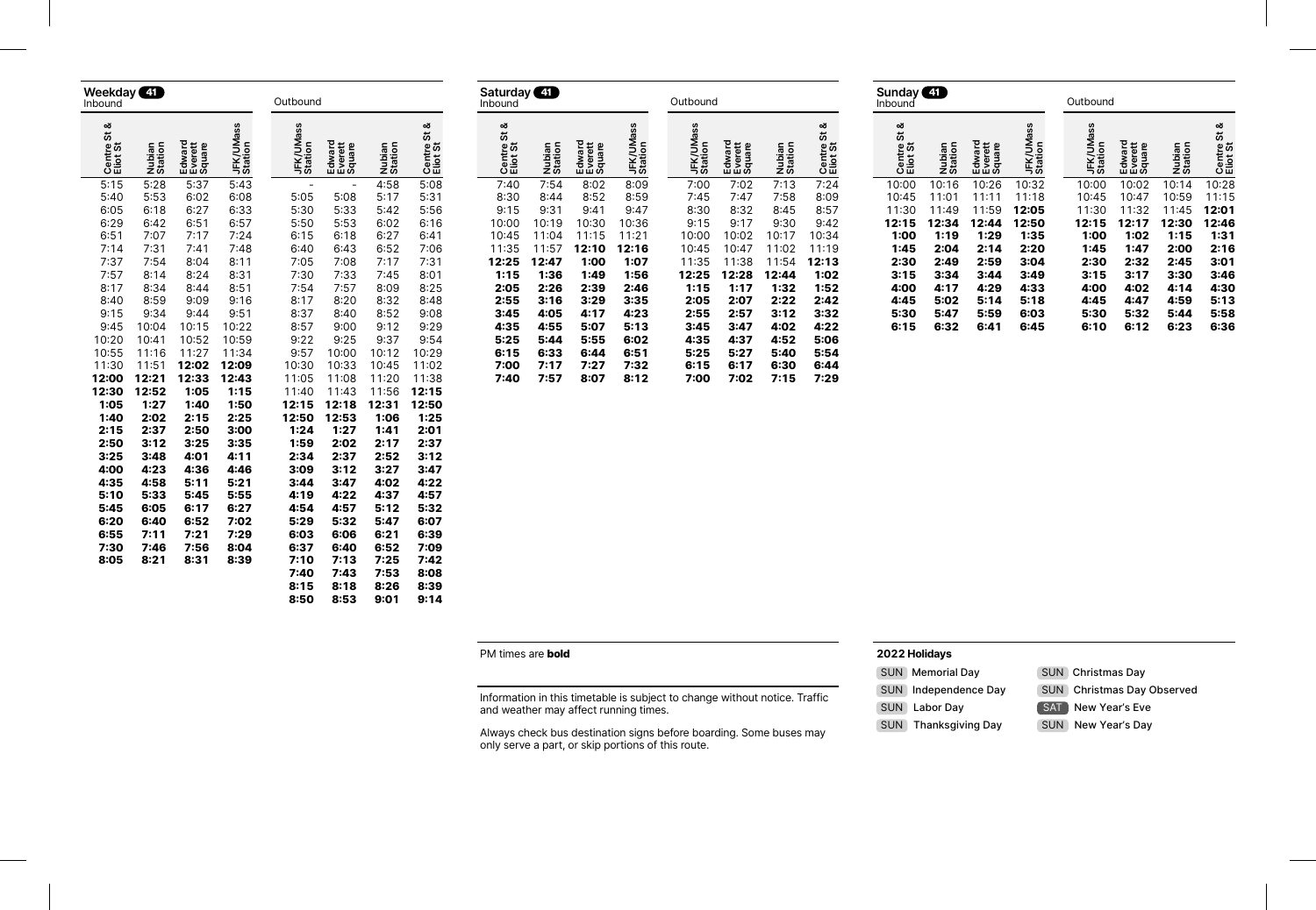## Weekday 41

### Inbound

| Centre St & Eliot St | Nubian Station | Edward Everett Square | JFK/UMass Station |
|---|---|---|---|
| 5:15 | 5:28 | 5:37 | 5:43 |
| 5:40 | 5:53 | 6:02 | 6:08 |
| 6:05 | 6:18 | 6:27 | 6:33 |
| 6:29 | 6:42 | 6:51 | 6:57 |
| 6:51 | 7:07 | 7:17 | 7:24 |
| 7:14 | 7:31 | 7:41 | 7:48 |
| 7:37 | 7:54 | 8:04 | 8:11 |
| 7:57 | 8:14 | 8:24 | 8:31 |
| 8:17 | 8:34 | 8:44 | 8:51 |
| 8:40 | 8:59 | 9:09 | 9:16 |
| 9:15 | 9:34 | 9:44 | 9:51 |
| 9:45 | 10:04 | 10:15 | 10:22 |
| 10:20 | 10:41 | 10:52 | 10:59 |
| 10:55 | 11:16 | 11:27 | 11:34 |
| 11:30 | 11:51 | **12:02** | **12:09** |
| **12:00** | **12:21** | **12:33** | **12:43** |
| **12:30** | **12:52** | **1:05** | **1:15** |
| **1:05** | **1:27** | **1:40** | **1:50** |
| **1:40** | **2:02** | **2:15** | **2:25** |
| **2:15** | **2:37** | **2:50** | **3:00** |
| **2:50** | **3:12** | **3:25** | **3:35** |
| **3:25** | **3:48** | **4:01** | **4:11** |
| **4:00** | **4:23** | **4:36** | **4:46** |
| **4:35** | **4:58** | **5:11** | **5:21** |
| **5:10** | **5:33** | **5:45** | **5:55** |
| **5:45** | **6:05** | **6:17** | **6:27** |
| **6:20** | **6:40** | **6:52** | **7:02** |
| **6:55** | **7:11** | **7:21** | **7:29** |
| **7:30** | **7:46** | **7:56** | **8:04** |
| **8:05** | **8:21** | **8:31** | **8:39** |

### Outbound

| JFK/UMass Station | Edward Everett Square | Nubian Station | Centre St & Eliot St |
|---|---|---|---|
| - | - | 4:58 | 5:08 |
| 5:05 | 5:08 | 5:17 | 5:31 |
| 5:30 | 5:33 | 5:42 | 5:56 |
| 5:50 | 5:53 | 6:02 | 6:16 |
| 6:15 | 6:18 | 6:27 | 6:41 |
| 6:40 | 6:43 | 6:52 | 7:06 |
| 7:05 | 7:08 | 7:17 | 7:31 |
| 7:30 | 7:33 | 7:45 | 8:01 |
| 7:54 | 7:57 | 8:09 | 8:25 |
| 8:17 | 8:20 | 8:32 | 8:48 |
| 8:37 | 8:40 | 8:52 | 9:08 |
| 8:57 | 9:00 | 9:12 | 9:29 |
| 9:22 | 9:25 | 9:37 | 9:54 |
| 9:57 | 10:00 | 10:12 | 10:29 |
| 10:30 | 10:33 | 10:45 | 11:02 |
| 11:05 | 11:08 | 11:20 | 11:38 |
| 11:40 | 11:43 | 11:56 | **12:15** |
| **12:15** | **12:18** | **12:31** | **12:50** |
| **12:50** | **12:53** | **1:06** | **1:25** |
| **1:24** | **1:27** | **1:41** | **2:01** |
| **1:59** | **2:02** | **2:17** | **2:37** |
| **2:34** | **2:37** | **2:52** | **3:12** |
| **3:09** | **3:12** | **3:27** | **3:47** |
| **3:44** | **3:47** | **4:02** | **4:22** |
| **4:19** | **4:22** | **4:37** | **4:57** |
| **4:54** | **4:57** | **5:12** | **5:32** |
| **5:29** | **5:32** | **5:47** | **6:07** |
| **6:03** | **6:06** | **6:21** | **6:39** |
| **6:37** | **6:40** | **6:52** | **7:09** |
| **7:10** | **7:13** | **7:25** | **7:42** |
| **7:40** | **7:43** | **7:53** | **8:08** |
| **8:15** | **8:18** | **8:26** | **8:39** |
| **8:50** | **8:53** | **9:01** | **9:14** |

## Saturday 41

### Inbound

| Centre St & Eliot St | Nubian Station | Edward Everett Square | JFK/UMass Station |
|---|---|---|---|
| 7:40 | 7:54 | 8:02 | 8:09 |
| 8:30 | 8:44 | 8:52 | 8:59 |
| 9:15 | 9:31 | 9:41 | 9:47 |
| 10:00 | 10:19 | 10:30 | 10:36 |
| 10:45 | 11:04 | 11:15 | 11:21 |
| 11:35 | 11:57 | **12:10** | **12:16** |
| **12:25** | **12:47** | **1:00** | **1:07** |
| **1:15** | **1:36** | **1:49** | **1:56** |
| **2:05** | **2:26** | **2:39** | **2:46** |
| **2:55** | **3:16** | **3:29** | **3:35** |
| **3:45** | **4:05** | **4:17** | **4:23** |
| **4:35** | **4:55** | **5:07** | **5:13** |
| **5:25** | **5:44** | **5:55** | **6:02** |
| **6:15** | **6:33** | **6:44** | **6:51** |
| **7:00** | **7:17** | **7:27** | **7:32** |
| **7:40** | **7:57** | **8:07** | **8:12** |

### Outbound

| JFK/UMass Station | Edward Everett Square | Nubian Station | Centre St & Eliot St |
|---|---|---|---|
| 7:00 | 7:02 | 7:13 | 7:24 |
| 7:45 | 7:47 | 7:58 | 8:09 |
| 8:30 | 8:32 | 8:45 | 8:57 |
| 9:15 | 9:17 | 9:30 | 9:42 |
| 10:00 | 10:02 | 10:17 | 10:34 |
| 10:45 | 10:47 | 11:02 | 11:19 |
| 11:35 | 11:38 | 11:54 | **12:13** |
| **12:25** | **12:28** | **12:44** | **1:02** |
| **1:15** | **1:17** | **1:32** | **1:52** |
| **2:05** | **2:07** | **2:22** | **2:42** |
| **2:55** | **2:57** | **3:12** | **3:32** |
| **3:45** | **3:47** | **4:02** | **4:22** |
| **4:35** | **4:37** | **4:52** | **5:06** |
| **5:25** | **5:27** | **5:40** | **5:54** |
| **6:15** | **6:17** | **6:30** | **6:44** |
| **7:00** | **7:02** | **7:15** | **7:29** |

## Sunday 41

### Inbound

| Centre St & Eliot St | Nubian Station | Edward Everett Square | JFK/UMass Station |
|---|---|---|---|
| 10:00 | 10:16 | 10:26 | 10:32 |
| 10:45 | 11:01 | 11:11 | 11:18 |
| 11:30 | 11:49 | 11:59 | **12:05** |
| **12:15** | **12:34** | **12:44** | **12:50** |
| **1:00** | **1:19** | **1:29** | **1:35** |
| **1:45** | **2:04** | **2:14** | **2:20** |
| **2:30** | **2:49** | **2:59** | **3:04** |
| **3:15** | **3:34** | **3:44** | **3:49** |
| **4:00** | **4:17** | **4:29** | **4:33** |
| **4:45** | **5:02** | **5:14** | **5:18** |
| **5:30** | **5:47** | **5:59** | **6:03** |
| **6:15** | **6:32** | **6:41** | **6:45** |

### Outbound

| JFK/UMass Station | Edward Everett Square | Nubian Station | Centre St & Eliot St |
|---|---|---|---|
| 10:00 | 10:02 | 10:14 | 10:28 |
| 10:45 | 10:47 | 10:59 | 11:15 |
| 11:30 | 11:32 | 11:45 | **12:01** |
| **12:15** | **12:17** | **12:30** | **12:46** |
| **1:00** | **1:02** | **1:15** | **1:31** |
| **1:45** | **1:47** | **2:00** | **2:16** |
| **2:30** | **2:32** | **2:45** | **3:01** |
| **3:15** | **3:17** | **3:30** | **3:46** |
| **4:00** | **4:02** | **4:14** | **4:30** |
| **4:45** | **4:47** | **4:59** | **5:13** |
| **5:30** | **5:32** | **5:44** | **5:58** |
| **6:10** | **6:12** | **6:23** | **6:36** |

PM times are **bold**

Information in this timetable is subject to change without notice. Traffic and weather may affect running times.

Always check bus destination signs before boarding. Some buses may only serve a part, or skip portions of this route.

### 2022 Holidays

- SUN Memorial Day
- SUN Independence Day
- SUN Labor Day
- SUN Thanksgiving Day
- SUN Christmas Day
- SUN Christmas Day Observed
- SAT New Year's Eve
- SUN New Year's Day